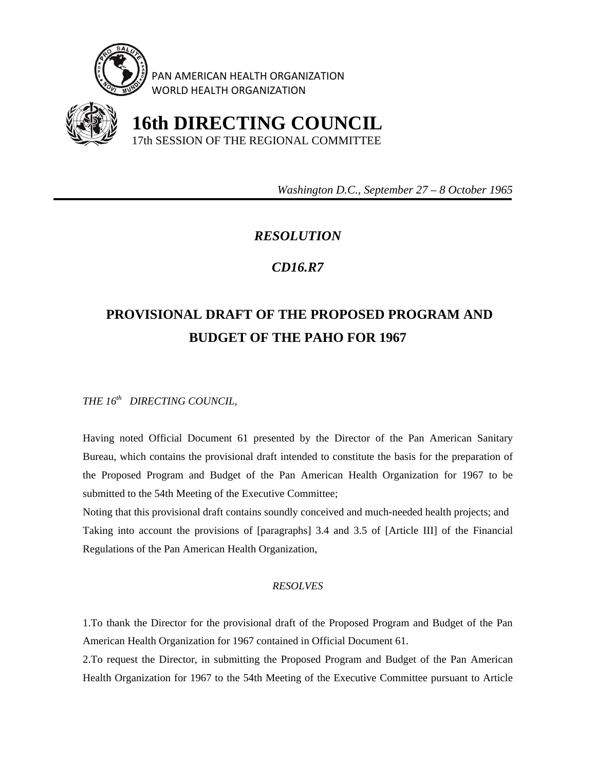PAN AMERICAN HEALTH ORGANIZATION
WORLD HEALTH ORGANIZATION

# 16th DIRECTING COUNCIL

17th SESSION OF THE REGIONAL COMMITTEE

*Washington D.C., September 27 – 8 October 1965*

---

## *RESOLUTION*

## *CD16.R7*

# PROVISIONAL DRAFT OF THE PROPOSED PROGRAM AND BUDGET OF THE PAHO FOR 1967

*THE 16th DIRECTING COUNCIL,*

Having noted Official Document 61 presented by the Director of the Pan American Sanitary Bureau, which contains the provisional draft intended to constitute the basis for the preparation of the Proposed Program and Budget of the Pan American Health Organization for 1967 to be submitted to the 54th Meeting of the Executive Committee;

Noting that this provisional draft contains soundly conceived and much-needed health projects; and

Taking into account the provisions of [paragraphs] 3.4 and 3.5 of [Article III] of the Financial Regulations of the Pan American Health Organization,

*RESOLVES*

1.To thank the Director for the provisional draft of the Proposed Program and Budget of the Pan American Health Organization for 1967 contained in Official Document 61.

2.To request the Director, in submitting the Proposed Program and Budget of the Pan American Health Organization for 1967 to the 54th Meeting of the Executive Committee pursuant to Article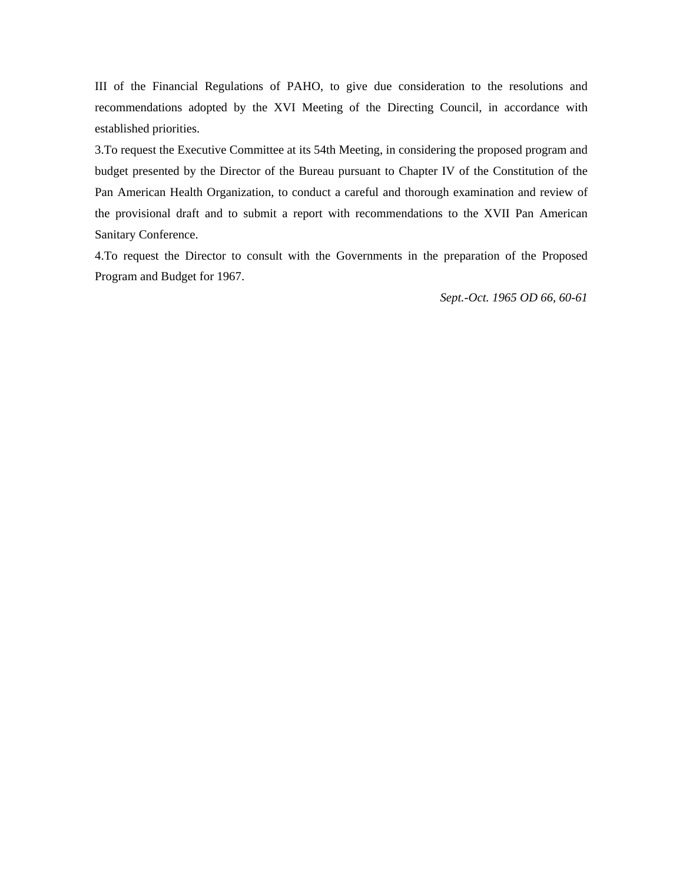III of the Financial Regulations of PAHO, to give due consideration to the resolutions and recommendations adopted by the XVI Meeting of the Directing Council, in accordance with established priorities.

3.To request the Executive Committee at its 54th Meeting, in considering the proposed program and budget presented by the Director of the Bureau pursuant to Chapter IV of the Constitution of the Pan American Health Organization, to conduct a careful and thorough examination and review of the provisional draft and to submit a report with recommendations to the XVII Pan American Sanitary Conference.

4.To request the Director to consult with the Governments in the preparation of the Proposed Program and Budget for 1967.

*Sept.-Oct. 1965 OD 66, 60-61*